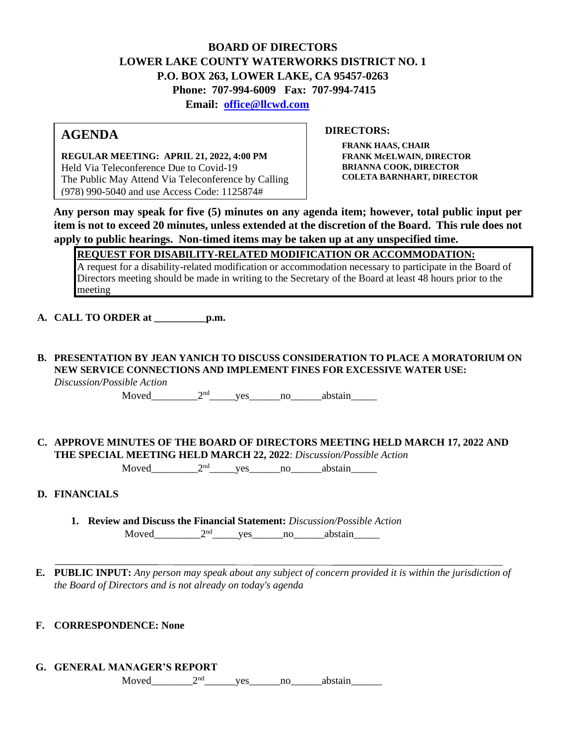# BOARD OF DIRECTORS
# LOWER LAKE COUNTY WATERWORKS DISTRICT NO. 1
**P.O. BOX 263, LOWER LAKE, CA 95457-0263**
**Phone: 707-994-6009 Fax: 707-994-7415**
**Email: office@llcwd.com**

## AGENDA

**REGULAR MEETING: APRIL 21, 2022, 4:00 PM**
Held Via Teleconference Due to Covid-19
The Public May Attend Via Teleconference by Calling (978) 990-5040 and use Access Code: 1125874#

**DIRECTORS:**

**FRANK HAAS, CHAIR**
**FRANK McELWAIN, DIRECTOR**
**BRIANNA COOK, DIRECTOR**
**COLETA BARNHART, DIRECTOR**

**Any person may speak for five (5) minutes on any agenda item; however, total public input per item is not to exceed 20 minutes, unless extended at the discretion of the Board. This rule does not apply to public hearings. Non-timed items may be taken up at any unspecified time.**

**REQUEST FOR DISABILITY-RELATED MODIFICATION OR ACCOMMODATION:**
A request for a disability-related modification or accommodation necessary to participate in the Board of Directors meeting should be made in writing to the Secretary of the Board at least 48 hours prior to the meeting

**A. CALL TO ORDER at __________p.m.**

**B. PRESENTATION BY JEAN YANICH TO DISCUSS CONSIDERATION TO PLACE A MORATORIUM ON NEW SERVICE CONNECTIONS AND IMPLEMENT FINES FOR EXCESSIVE WATER USE:** *Discussion/Possible Action*

Moved_________2nd_____yes______no______abstain_____

**C. APPROVE MINUTES OF THE BOARD OF DIRECTORS MEETING HELD MARCH 17, 2022 AND THE SPECIAL MEETING HELD MARCH 22, 2022**: *Discussion/Possible Action*

Moved_________2nd_____yes______no______abstain_____

**D. FINANCIALS**

1. **Review and Discuss the Financial Statement:** *Discussion/Possible Action*

   Moved_________2nd_____yes______no______abstain_____

**E. PUBLIC INPUT:** *Any person may speak about any subject of concern provided it is within the jurisdiction of the Board of Directors and is not already on today's agenda*

**F. CORRESPONDENCE: None**

**G. GENERAL MANAGER'S REPORT**

Moved________2nd______yes______no______abstain______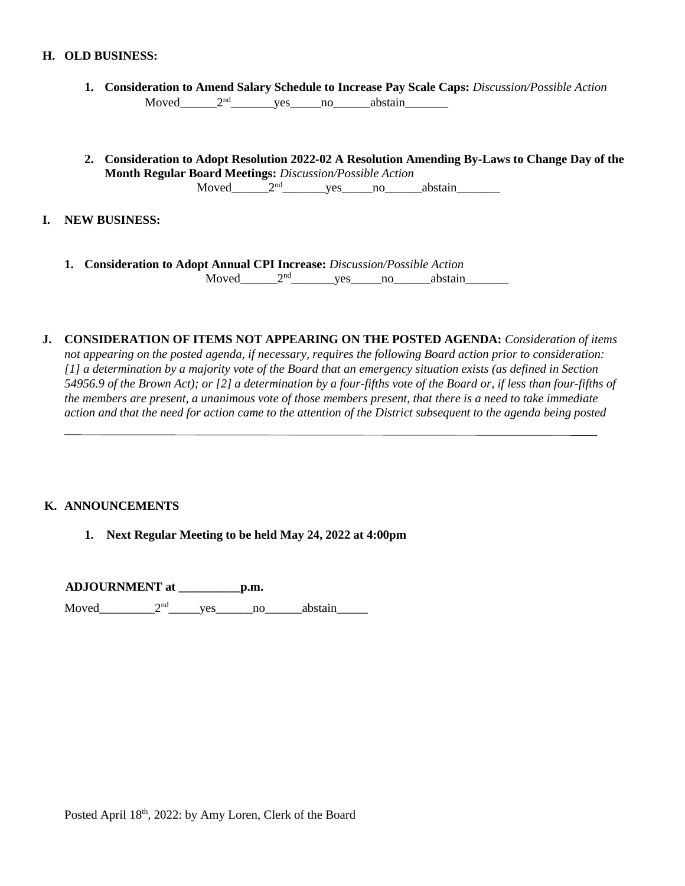**H. OLD BUSINESS:**

1. **Consideration to Amend Salary Schedule to Increase Pay Scale Caps:** *Discussion/Possible Action*
   Moved______2nd_______yes_____no______abstain_______

2. **Consideration to Adopt Resolution 2022-02 A Resolution Amending By-Laws to Change Day of the Month Regular Board Meetings:** *Discussion/Possible Action*
   Moved______2nd_______yes_____no______abstain_______

**I. NEW BUSINESS:**

1. **Consideration to Adopt Annual CPI Increase:** *Discussion/Possible Action*
   Moved______2nd_______yes_____no______abstain_______

**J. CONSIDERATION OF ITEMS NOT APPEARING ON THE POSTED AGENDA:** *Consideration of items not appearing on the posted agenda, if necessary, requires the following Board action prior to consideration: [1] a determination by a majority vote of the Board that an emergency situation exists (as defined in Section 54956.9 of the Brown Act); or [2] a determination by a four-fifths vote of the Board or, if less than four-fifths of the members are present, a unanimous vote of those members present, that there is a need to take immediate action and that the need for action came to the attention of the District subsequent to the agenda being posted*

______________________________________________________________________________

**K. ANNOUNCEMENTS**

1. **Next Regular Meeting to be held May 24, 2022 at 4:00pm**

**ADJOURNMENT at __________p.m.**

Moved_________2nd_____yes______no______abstain_____

Posted April 18th, 2022: by Amy Loren, Clerk of the Board